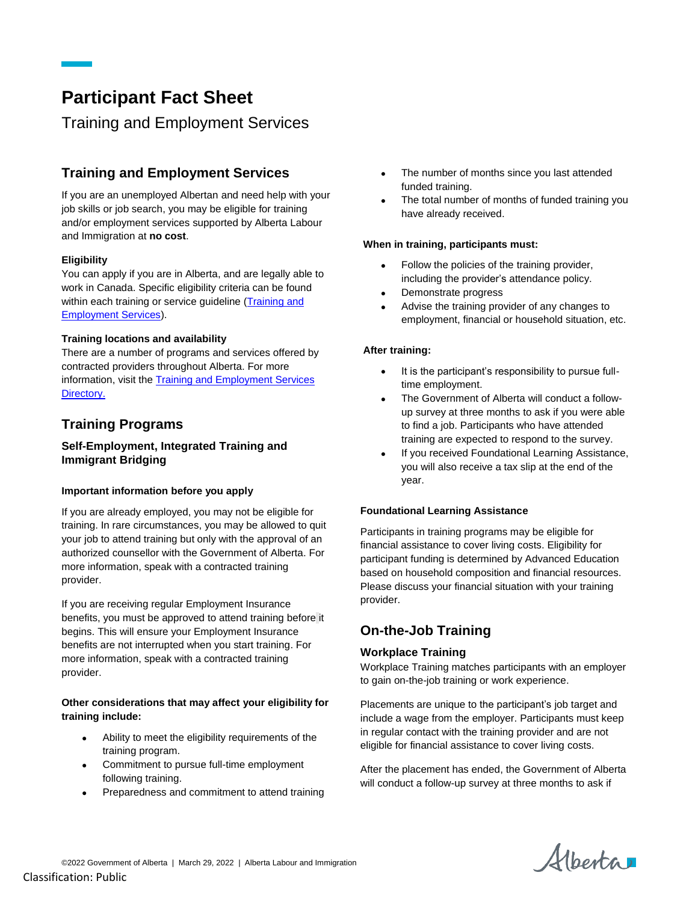# Participant Fact Sheet

Training and Employment Services

## Training and Employment Services

If you are an unemployed Albertan and need help with your job skills or job search, you may be eligible for training and/or employment services supported by Alberta Labour and Immigration at **no cost**.

**Eligibility**

You can apply if you are in Alberta, and are legally able to work in Canada. Specific eligibility criteria can be found within each training or service guideline ([Training and Employment Services](#)).

**Training locations and availability**

There are a number of programs and services offered by contracted providers throughout Alberta. For more information, visit the [Training and Employment Services Directory.](#)

## Training Programs

### Self-Employment, Integrated Training and Immigrant Bridging

**Important information before you apply**

If you are already employed, you may not be eligible for training. In rare circumstances, you may be allowed to quit your job to attend training but only with the approval of an authorized counsellor with the Government of Alberta. For more information, speak with a contracted training provider.

If you are receiving regular Employment Insurance benefits, you must be approved to attend training before it begins. This will ensure your Employment Insurance benefits are not interrupted when you start training. For more information, speak with a contracted training provider.

**Other considerations that may affect your eligibility for training include:**

- Ability to meet the eligibility requirements of the training program.
- Commitment to pursue full-time employment following training.
- Preparedness and commitment to attend training
- The number of months since you last attended funded training.
- The total number of months of funded training you have already received.

**When in training, participants must:**

- Follow the policies of the training provider, including the provider's attendance policy.
- Demonstrate progress
- Advise the training provider of any changes to employment, financial or household situation, etc.

**After training:**

- It is the participant's responsibility to pursue full-time employment.
- The Government of Alberta will conduct a follow-up survey at three months to ask if you were able to find a job. Participants who have attended training are expected to respond to the survey.
- If you received Foundational Learning Assistance, you will also receive a tax slip at the end of the year.

**Foundational Learning Assistance**

Participants in training programs may be eligible for financial assistance to cover living costs. Eligibility for participant funding is determined by Advanced Education based on household composition and financial resources. Please discuss your financial situation with your training provider.

## On-the-Job Training

### Workplace Training

Workplace Training matches participants with an employer to gain on-the-job training or work experience.

Placements are unique to the participant's job target and include a wage from the employer. Participants must keep in regular contact with the training provider and are not eligible for financial assistance to cover living costs.

After the placement has ended, the Government of Alberta will conduct a follow-up survey at three months to ask if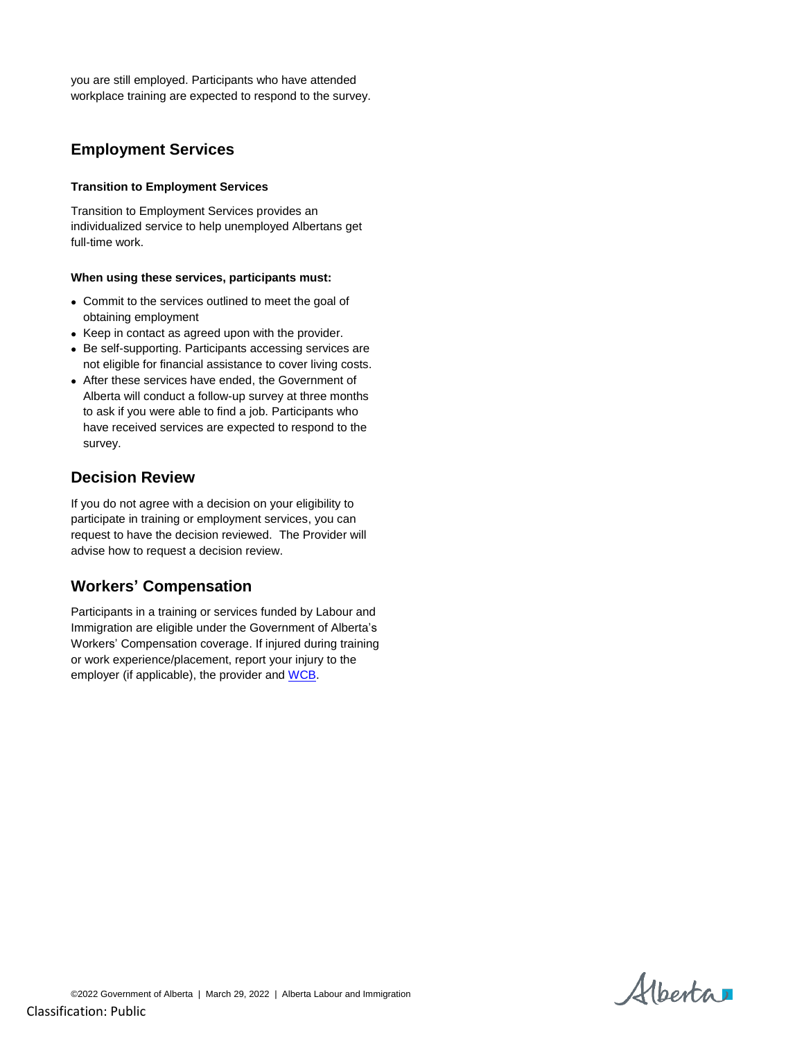you are still employed. Participants who have attended workplace training are expected to respond to the survey.

## Employment Services

**Transition to Employment Services**

Transition to Employment Services provides an individualized service to help unemployed Albertans get full-time work.

**When using these services, participants must:**

- Commit to the services outlined to meet the goal of obtaining employment
- Keep in contact as agreed upon with the provider.
- Be self-supporting. Participants accessing services are not eligible for financial assistance to cover living costs.
- After these services have ended, the Government of Alberta will conduct a follow-up survey at three months to ask if you were able to find a job. Participants who have received services are expected to respond to the survey.

## Decision Review

If you do not agree with a decision on your eligibility to participate in training or employment services, you can request to have the decision reviewed. The Provider will advise how to request a decision review.

## Workers' Compensation

Participants in a training or services funded by Labour and Immigration are eligible under the Government of Alberta's Workers' Compensation coverage. If injured during training or work experience/placement, report your injury to the employer (if applicable), the provider and WCB.

©2022 Government of Alberta | March 29, 2022 | Alberta Labour and Immigration

Classification: Public